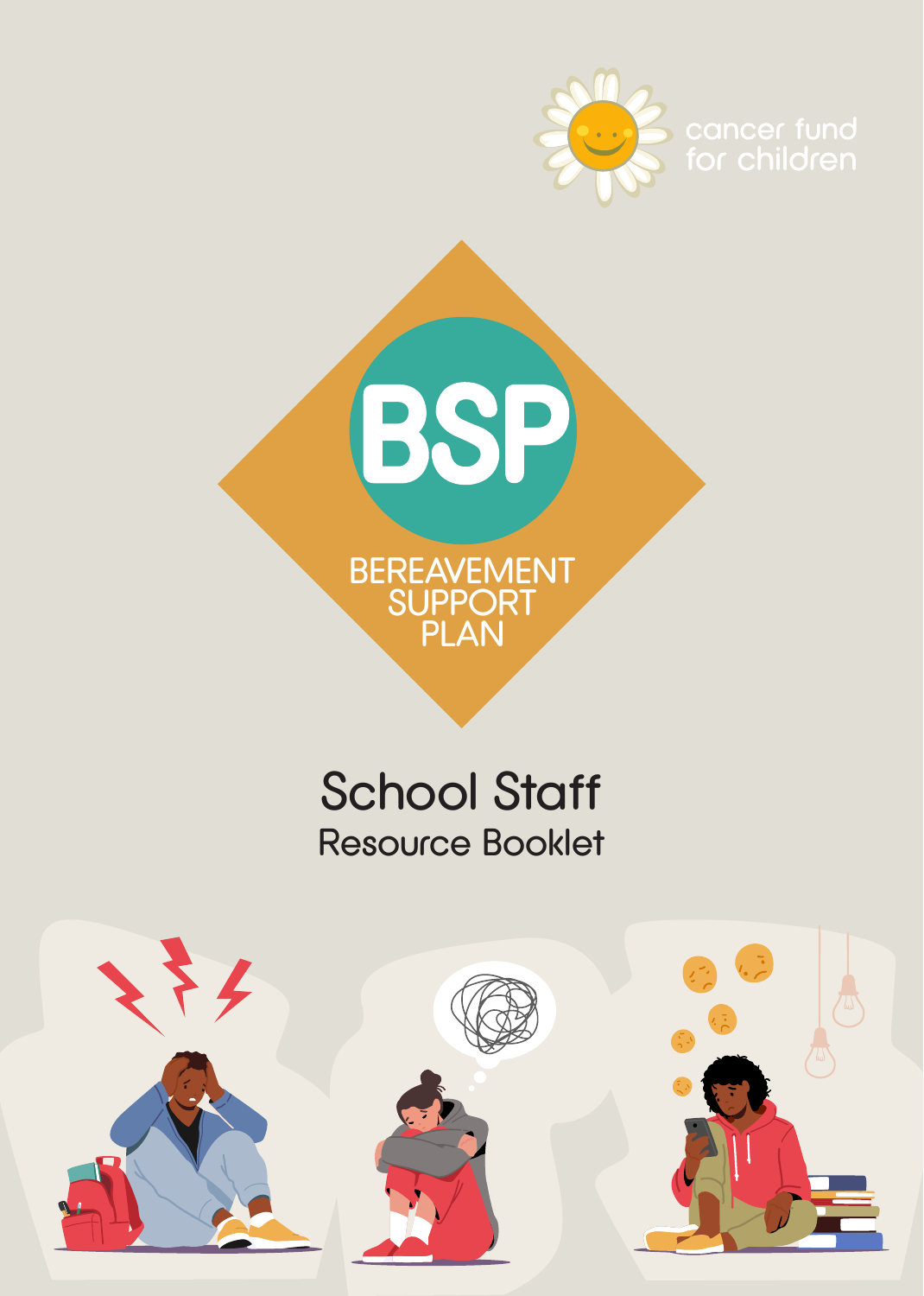cancer fund for children

# BSP

BEREAVEMENT SUPPORT PLAN

## School Staff

Resource Booklet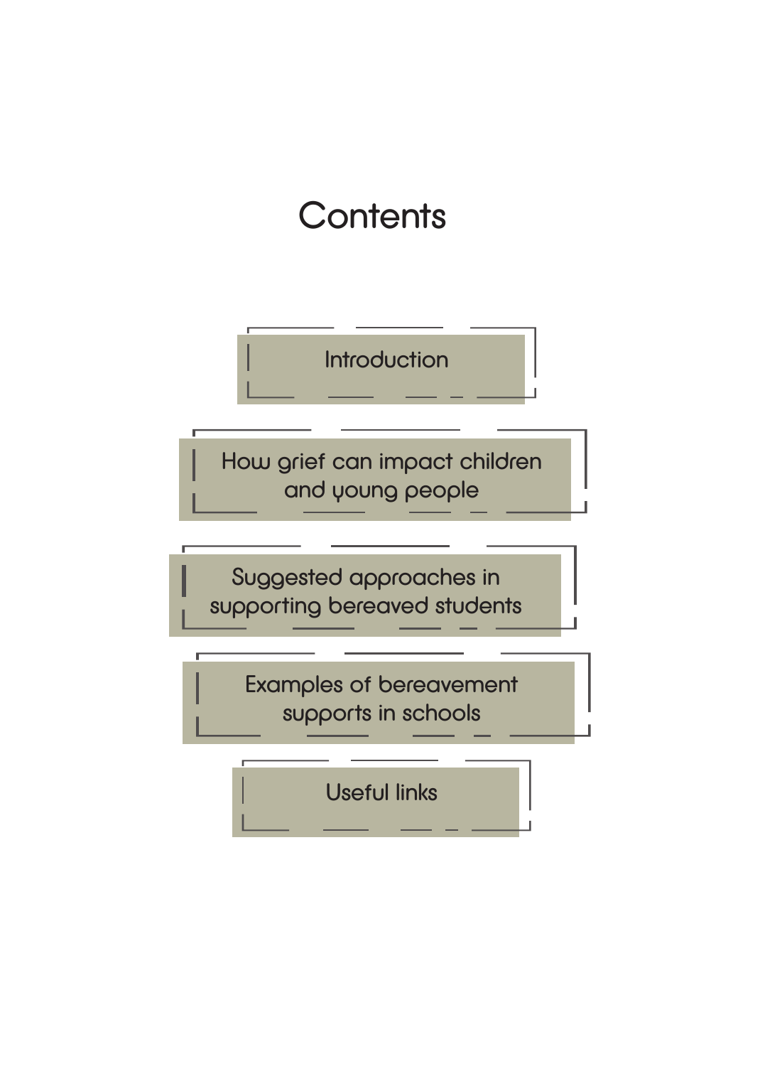# Contents

- Introduction
- How grief can impact children and young people
- Suggested approaches in supporting bereaved students
- Examples of bereavement supports in schools
- Useful links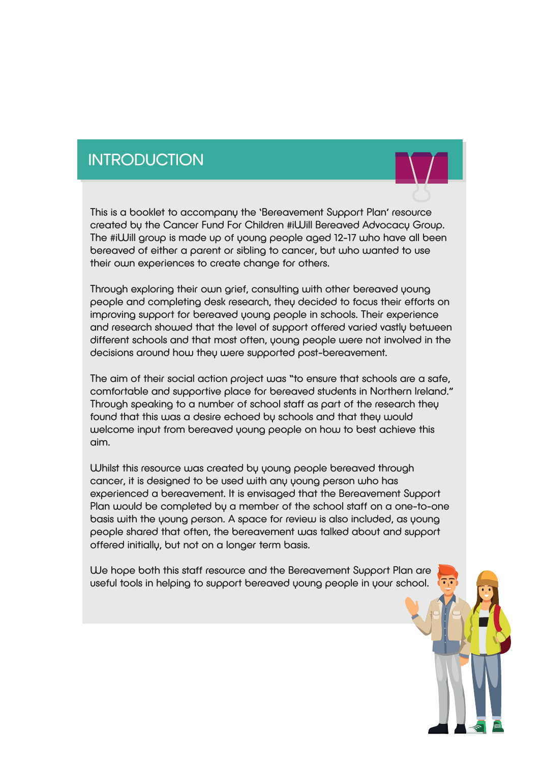# INTRODUCTION

This is a booklet to accompany the 'Bereavement Support Plan' resource created by the Cancer Fund For Children #iWill Bereaved Advocacy Group. The #iWill group is made up of young people aged 12-17 who have all been bereaved of either a parent or sibling to cancer, but who wanted to use their own experiences to create change for others.

Through exploring their own grief, consulting with other bereaved young people and completing desk research, they decided to focus their efforts on improving support for bereaved young people in schools. Their experience and research showed that the level of support offered varied vastly between different schools and that most often, young people were not involved in the decisions around how they were supported post-bereavement.

The aim of their social action project was "to ensure that schools are a safe, comfortable and supportive place for bereaved students in Northern Ireland." Through speaking to a number of school staff as part of the research they found that this was a desire echoed by schools and that they would welcome input from bereaved young people on how to best achieve this aim.

Whilst this resource was created by young people bereaved through cancer, it is designed to be used with any young person who has experienced a bereavement. It is envisaged that the Bereavement Support Plan would be completed by a member of the school staff on a one-to-one basis with the young person. A space for review is also included, as young people shared that often, the bereavement was talked about and support offered initially, but not on a longer term basis.

We hope both this staff resource and the Bereavement Support Plan are useful tools in helping to support bereaved young people in your school.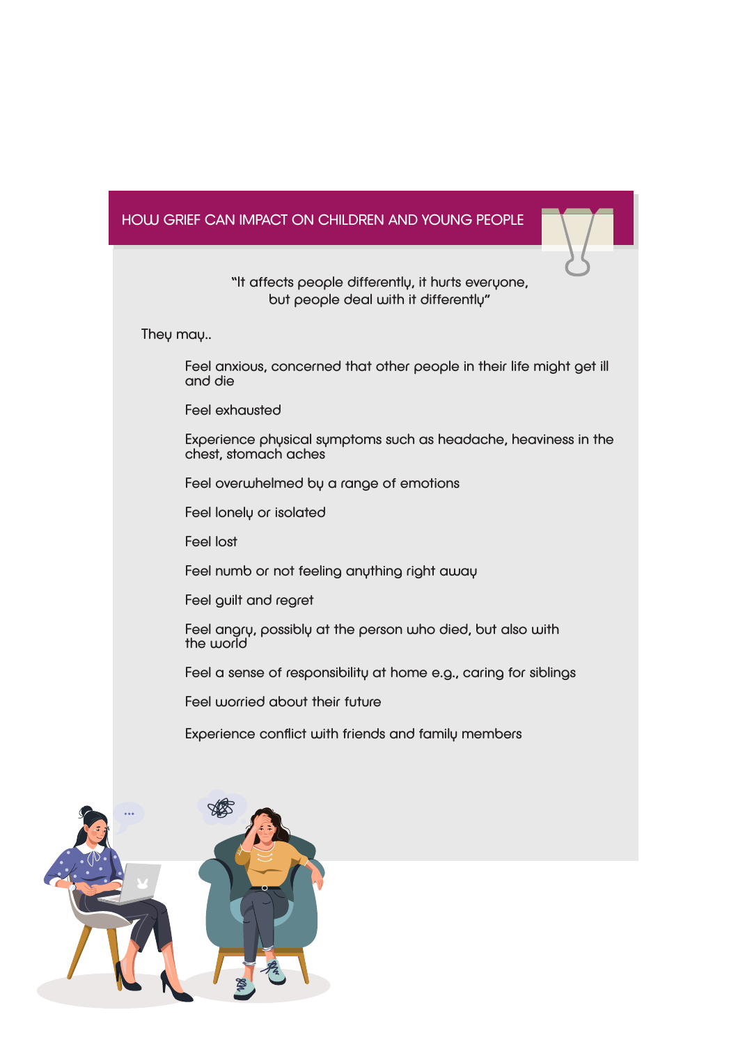## HOW GRIEF CAN IMPACT ON CHILDREN AND YOUNG PEOPLE

"It affects people differently, it hurts everyone, but people deal with it differently"

They may..

- Feel anxious, concerned that other people in their life might get ill and die
- Feel exhausted
- Experience physical symptoms such as headache, heaviness in the chest, stomach aches
- Feel overwhelmed by a range of emotions
- Feel lonely or isolated
- Feel lost
- Feel numb or not feeling anything right away
- Feel guilt and regret
- Feel angry, possibly at the person who died, but also with the world
- Feel a sense of responsibility at home e.g., caring for siblings
- Feel worried about their future
- Experience conflict with friends and family members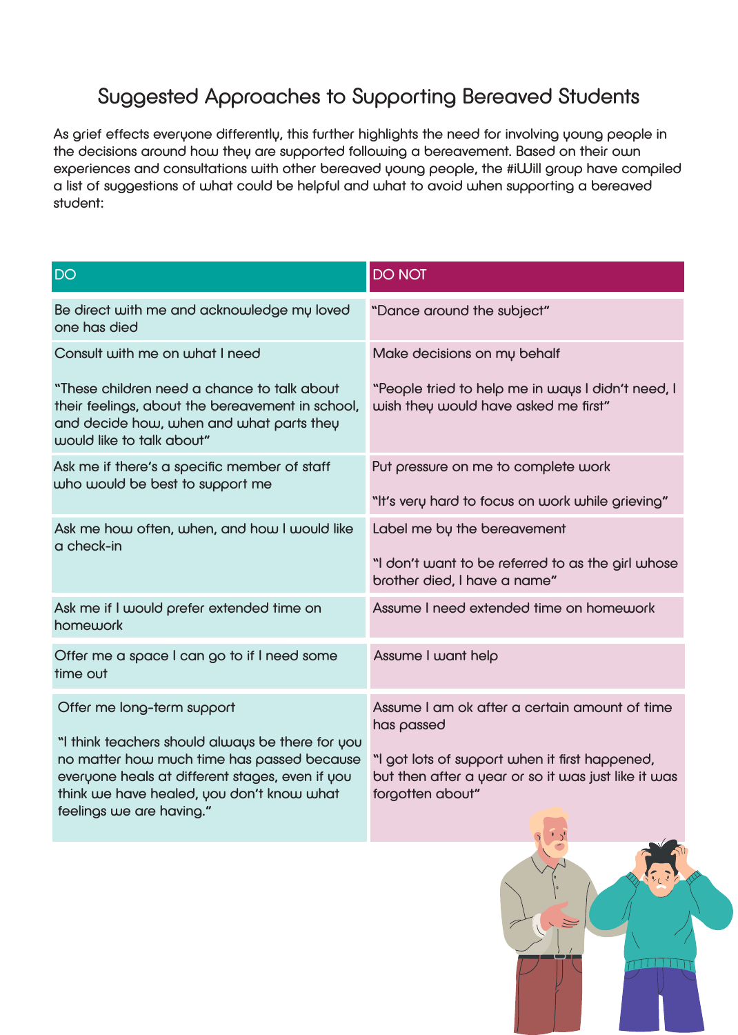# Suggested Approaches to Supporting Bereaved Students

As grief effects everyone differently, this further highlights the need for involving young people in the decisions around how they are supported following a bereavement. Based on their own experiences and consultations with other bereaved young people, the #iWill group have compiled a list of suggestions of what could be helpful and what to avoid when supporting a bereaved student:

| DO | DO NOT |
|---|---|
| Be direct with me and acknowledge my loved one has died | "Dance around the subject" |
| Consult with me on what I need<br><br>"These children need a chance to talk about their feelings, about the bereavement in school, and decide how, when and what parts they would like to talk about" | Make decisions on my behalf<br><br>"People tried to help me in ways I didn't need, I wish they would have asked me first" |
| Ask me if there's a specific member of staff who would be best to support me | Put pressure on me to complete work<br><br>"It's very hard to focus on work while grieving" |
| Ask me how often, when, and how I would like a check-in | Label me by the bereavement<br><br>"I don't want to be referred to as the girl whose brother died, I have a name" |
| Ask me if I would prefer extended time on homework | Assume I need extended time on homework |
| Offer me a space I can go to if I need some time out | Assume I want help |
| Offer me long-term support<br><br>"I think teachers should always be there for you no matter how much time has passed because everyone heals at different stages, even if you think we have healed, you don't know what feelings we are having." | Assume I am ok after a certain amount of time has passed<br><br>"I got lots of support when it first happened, but then after a year or so it was just like it was forgotten about" |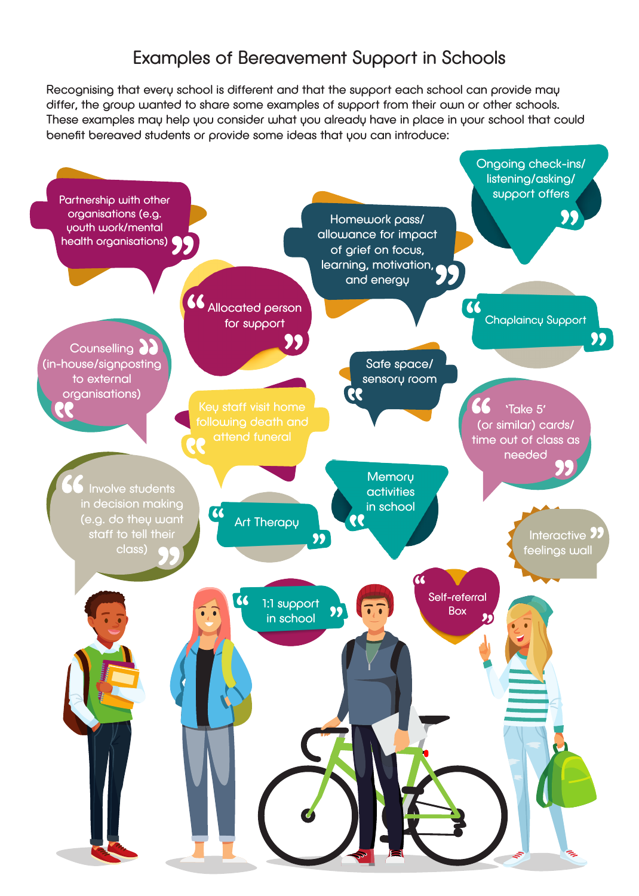# Examples of Bereavement Support in Schools

Recognising that every school is different and that the support each school can provide may differ, the group wanted to share some examples of support from their own or other schools. These examples may help you consider what you already have in place in your school that could benefit bereaved students or provide some ideas that you can introduce:

- Partnership with other organisations (e.g. youth work/mental health organisations)
- Homework pass/ allowance for impact of grief on focus, learning, motivation, and energy
- Ongoing check-ins/ listening/asking/ support offers
- Allocated person for support
- Chaplaincy Support
- Counselling (in-house/signposting to external organisations)
- Safe space/ sensory room
- Key staff visit home following death and attend funeral
- 'Take 5' (or similar) cards/ time out of class as needed
- Involve students in decision making (e.g. do they want staff to tell their class)
- Art Therapy
- Memory activities in school
- Interactive feelings wall
- 1:1 support in school
- Self-referral Box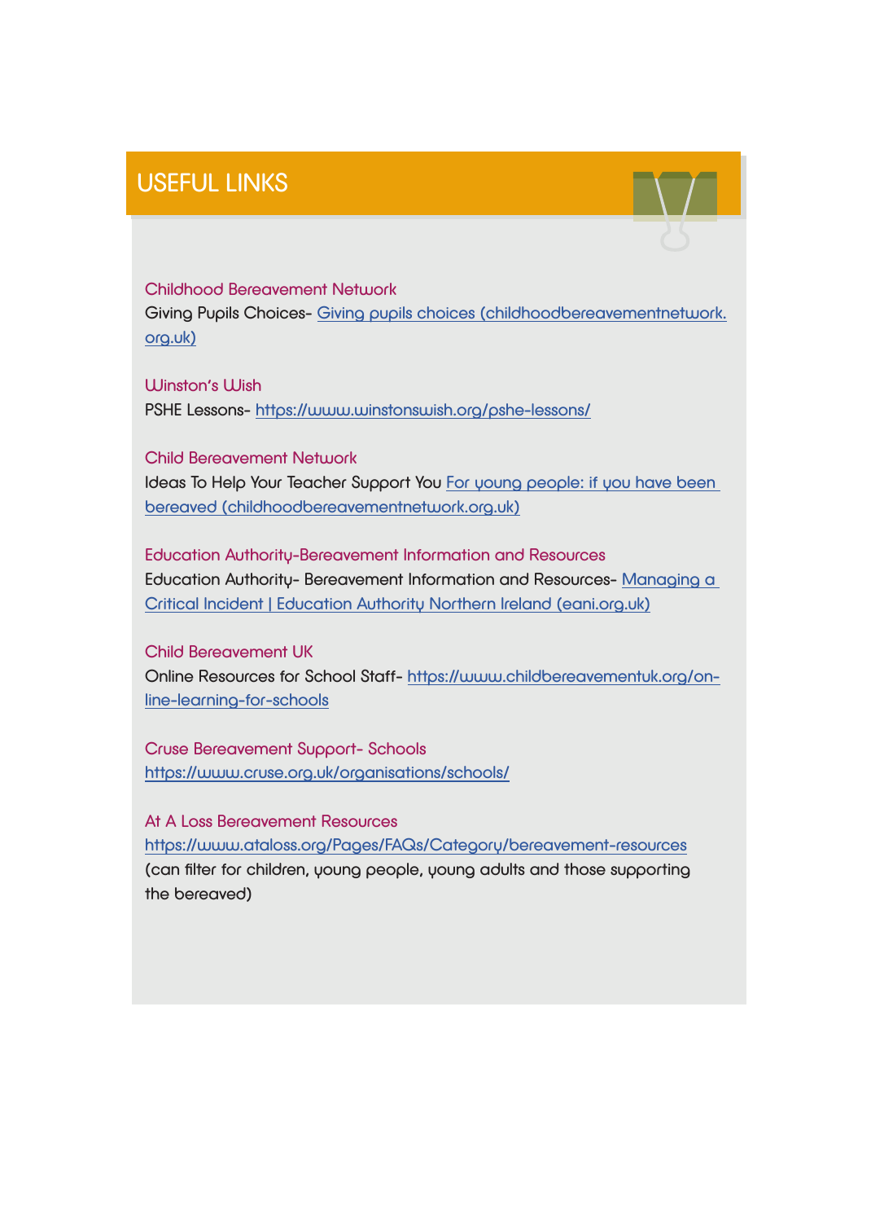## USEFUL LINKS

**Childhood Bereavement Network**
Giving Pupils Choices- Giving pupils choices (childhoodbereavementnetwork.org.uk)

**Winston's Wish**
PSHE Lessons- https://www.winstonswish.org/pshe-lessons/

**Child Bereavement Network**
Ideas To Help Your Teacher Support You For young people: if you have been bereaved (childhoodbereavementnetwork.org.uk)

**Education Authority-Bereavement Information and Resources**
Education Authority- Bereavement Information and Resources- Managing a Critical Incident | Education Authority Northern Ireland (eani.org.uk)

**Child Bereavement UK**
Online Resources for School Staff- https://www.childbereavementuk.org/on-line-learning-for-schools

**Cruse Bereavement Support- Schools**
https://www.cruse.org.uk/organisations/schools/

**At A Loss Bereavement Resources**
https://www.ataloss.org/Pages/FAQs/Category/bereavement-resources
(can filter for children, young people, young adults and those supporting the bereaved)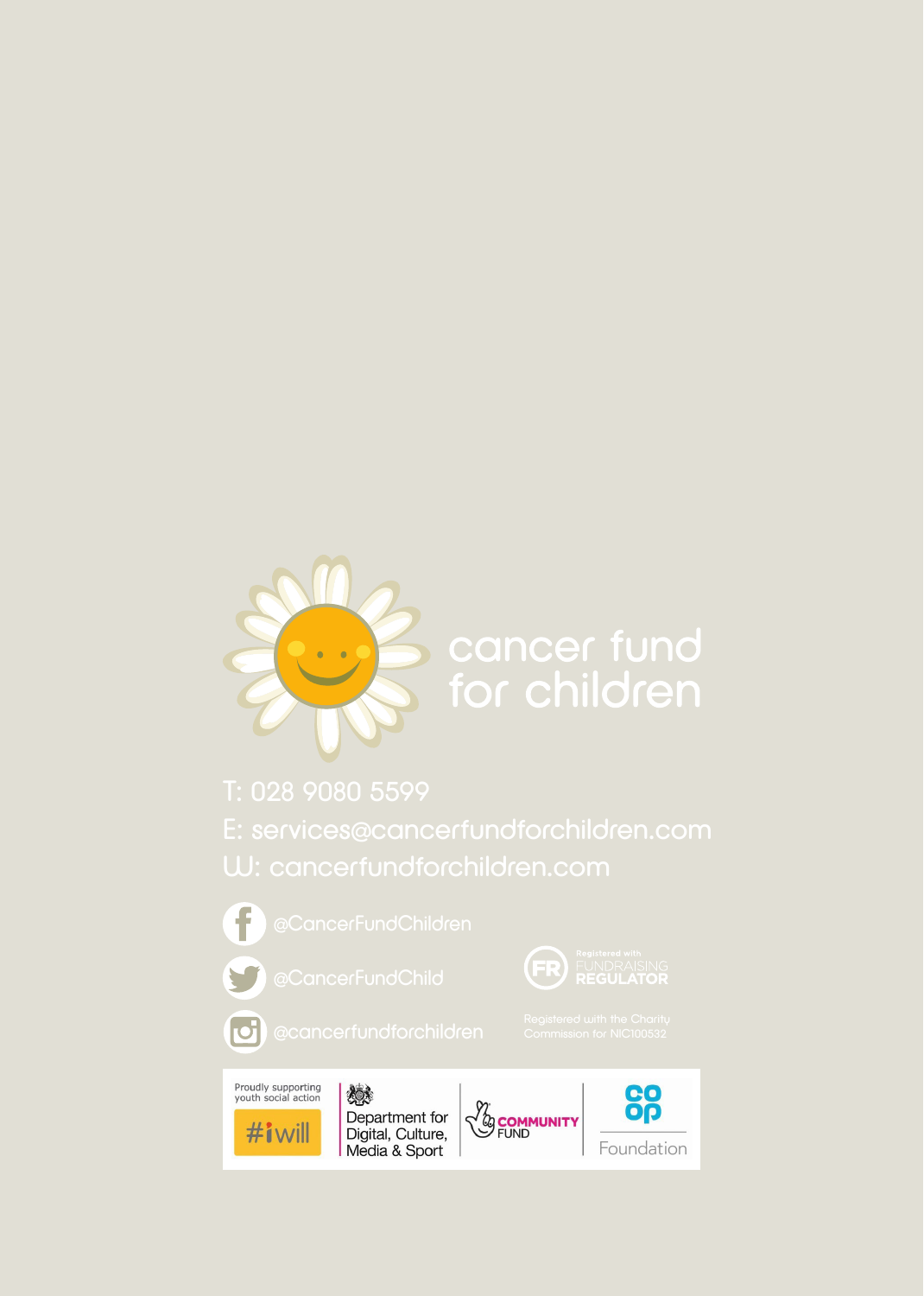cancer fund for children

T: 028 9080 5599

E: services@cancerfundforchildren.com

W: cancerfundforchildren.com

@CancerFundChildren

@CancerFundChild

@cancerfundforchildren

Registered with FUNDRAISING REGULATOR

Registered with the Charity Commission for NIC100532

Proudly supporting youth social action #iwill

Department for Digital, Culture, Media & Sport

COMMUNITY FUND

co op Foundation